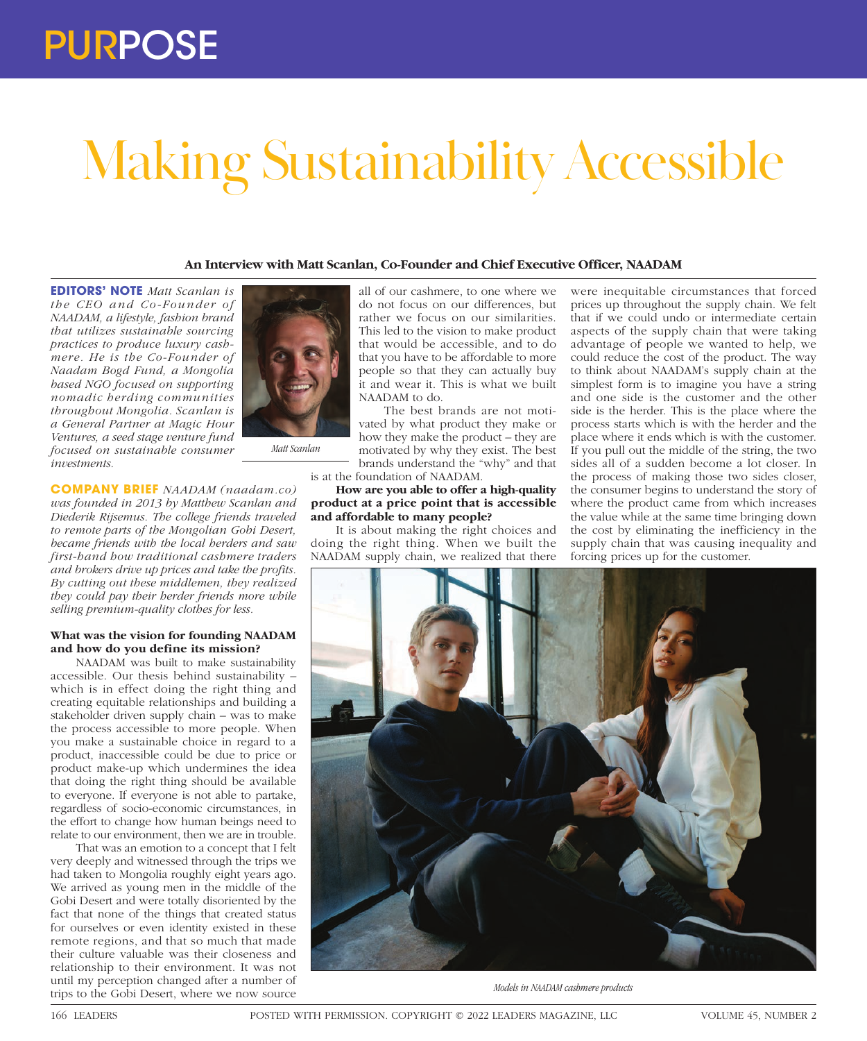# Making Sustainability Accessible

**An Interview with Matt Scanlan, Co-Founder and Chief Executive Officer, NAADAM**

**EDITORS' NOTE** *Matt Scanlan is the CEO and Co-Founder of NAADAM, a lifestyle, fashion brand that utilizes sustainable sourcing practices to produce luxury cashmere. He is the Co-Founder of Naadam Bogd Fund, a Mongolia based NGO focused on supporting nomadic herding communities throughout Mongolia. Scanlan is a General Partner at Magic Hour Ventures, a seed stage venture fund focused on sustainable consumer investments.*

Matt Scanlan

**COMPANY BRIEF** *NAADAM (naadam.co) was founded in 2013 by Matthew Scanlan and Diederik Rijsemus. The college friends traveled to remote parts of the Mongolian Gobi Desert, became friends with the local herders and saw first-hand how traditional cashmere traders and brokers drive up prices and take the profits. By cutting out these middlemen, they realized they could pay their herder friends more while selling premium-quality clothes for less.*

**What was the vision for founding NAADAM and how do you define its mission?**

NAADAM was built to make sustainability accessible. Our thesis behind sustainability – which is in effect doing the right thing and creating equitable relationships and building a stakeholder driven supply chain – was to make the process accessible to more people. When you make a sustainable choice in regard to a product, inaccessible could be due to price or product make-up which undermines the idea that doing the right thing should be available to everyone. If everyone is not able to partake, regardless of socio-economic circumstances, in the effort to change how human beings need to relate to our environment, then we are in trouble.

That was an emotion to a concept that I felt very deeply and witnessed through the trips we had taken to Mongolia roughly eight years ago. We arrived as young men in the middle of the Gobi Desert and were totally disoriented by the fact that none of the things that created status for ourselves or even identity existed in these remote regions, and that so much that made their culture valuable was their closeness and relationship to their environment. It was not until my perception changed after a number of trips to the Gobi Desert, where we now source all of our cashmere, to one where we do not focus on our differences, but rather we focus on our similarities. This led to the vision to make product that would be accessible, and to do that you have to be affordable to more people so that they can actually buy it and wear it. This is what we built NAADAM to do.

The best brands are not motivated by what product they make or how they make the product – they are motivated by why they exist. The best brands understand the "why" and that is at the foundation of NAADAM.

**How are you able to offer a high-quality product at a price point that is accessible and affordable to many people?**

It is about making the right choices and doing the right thing. When we built the NAADAM supply chain, we realized that there were inequitable circumstances that forced prices up throughout the supply chain. We felt that if we could undo or intermediate certain aspects of the supply chain that were taking advantage of people we wanted to help, we could reduce the cost of the product. The way to think about NAADAM's supply chain at the simplest form is to imagine you have a string and one side is the customer and the other side is the herder. This is the place where the process starts which is with the herder and the place where it ends which is with the customer. If you pull out the middle of the string, the two sides all of a sudden become a lot closer. In the process of making those two sides closer, the consumer begins to understand the story of where the product came from which increases the value while at the same time bringing down the cost by eliminating the inefficiency in the supply chain that was causing inequality and forcing prices up for the customer.

*Models in NAADAM cashmere products*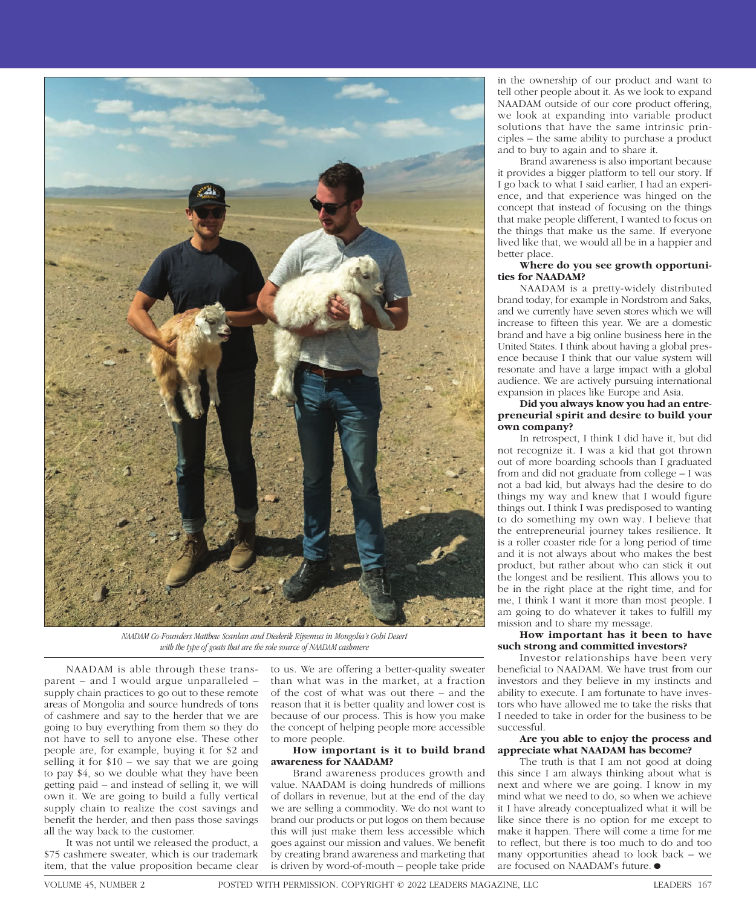*NAADAM Co-Founders Matthew Scanlan and Diederik Rijsemus in Mongolia's Gobi Desert with the type of goats that are the sole source of NAADAM cashmere*

NAADAM is able through these transparent – and I would argue unparalleled – supply chain practices to go out to these remote areas of Mongolia and source hundreds of tons of cashmere and say to the herder that we are going to buy everything from them so they do not have to sell to anyone else. These other people are, for example, buying it for $2 and selling it for $10 – we say that we are going to pay $4, so we double what they have been getting paid – and instead of selling it, we will own it. We are going to build a fully vertical supply chain to realize the cost savings and benefit the herder, and then pass those savings all the way back to the customer.

It was not until we released the product, a $75 cashmere sweater, which is our trademark item, that the value proposition became clear to us. We are offering a better-quality sweater than what was in the market, at a fraction of the cost of what was out there – and the reason that it is better quality and lower cost is because of our process. This is how you make the concept of helping people more accessible to more people.

**How important is it to build brand awareness for NAADAM?**

Brand awareness produces growth and value. NAADAM is doing hundreds of millions of dollars in revenue, but at the end of the day we are selling a commodity. We do not want to brand our products or put logos on them because this will just make them less accessible which goes against our mission and values. We benefit by creating brand awareness and marketing that is driven by word-of-mouth – people take pride in the ownership of our product and want to tell other people about it. As we look to expand NAADAM outside of our core product offering, we look at expanding into variable product solutions that have the same intrinsic principles – the same ability to purchase a product and to buy to again and to share it.

Brand awareness is also important because it provides a bigger platform to tell our story. If I go back to what I said earlier, I had an experience, and that experience was hinged on the concept that instead of focusing on the things that make people different, I wanted to focus on the things that make us the same. If everyone lived like that, we would all be in a happier and better place.

**Where do you see growth opportunities for NAADAM?**

NAADAM is a pretty-widely distributed brand today, for example in Nordstrom and Saks, and we currently have seven stores which we will increase to fifteen this year. We are a domestic brand and have a big online business here in the United States. I think about having a global presence because I think that our value system will resonate and have a large impact with a global audience. We are actively pursuing international expansion in places like Europe and Asia.

**Did you always know you had an entrepreneurial spirit and desire to build your own company?**

In retrospect, I think I did have it, but did not recognize it. I was a kid that got thrown out of more boarding schools than I graduated from and did not graduate from college – I was not a bad kid, but always had the desire to do things my way and knew that I would figure things out. I think I was predisposed to wanting to do something my own way. I believe that the entrepreneurial journey takes resilience. It is a roller coaster ride for a long period of time and it is not always about who makes the best product, but rather about who can stick it out the longest and be resilient. This allows you to be in the right place at the right time, and for me, I think I want it more than most people. I am going to do whatever it takes to fulfill my mission and to share my message.

**How important has it been to have such strong and committed investors?**

Investor relationships have been very beneficial to NAADAM. We have trust from our investors and they believe in my instincts and ability to execute. I am fortunate to have investors who have allowed me to take the risks that I needed to take in order for the business to be successful.

**Are you able to enjoy the process and appreciate what NAADAM has become?**

The truth is that I am not good at doing this since I am always thinking about what is next and where we are going. I know in my mind what we need to do, so when we achieve it I have already conceptualized what it will be like since there is no option for me except to make it happen. There will come a time for me to reflect, but there is too much to do and too many opportunities ahead to look back – we are focused on NAADAM's future. ●

POSTED WITH PERMISSION. COPYRIGHT © 2022 LEADERS MAGAZINE, LLC